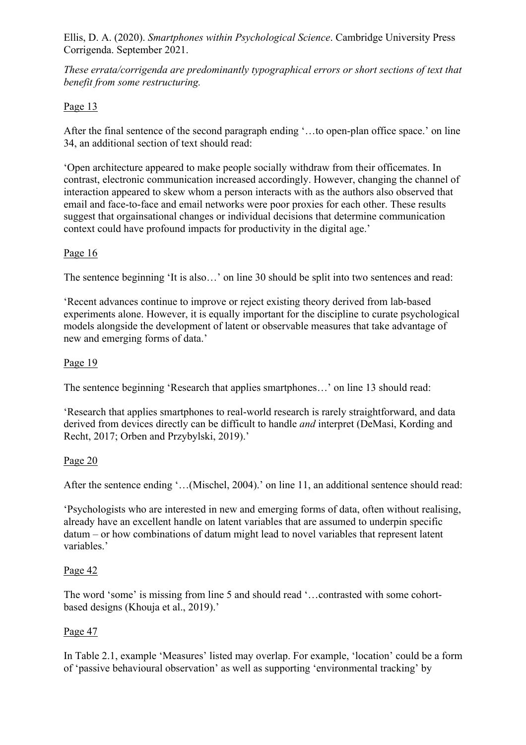Ellis, D. A. (2020). *Smartphones within Psychological Science*. Cambridge University Press Corrigenda. September 2021.

*These errata/corrigenda are predominantly typographical errors or short sections of text that benefit from some restructuring.*

Page 13

After the final sentence of the second paragraph ending '…to open-plan office space.' on line 34, an additional section of text should read:

'Open architecture appeared to make people socially withdraw from their officemates. In contrast, electronic communication increased accordingly. However, changing the channel of interaction appeared to skew whom a person interacts with as the authors also observed that email and face-to-face and email networks were poor proxies for each other. These results suggest that orgainsational changes or individual decisions that determine communication context could have profound impacts for productivity in the digital age.'

Page 16

The sentence beginning 'It is also…' on line 30 should be split into two sentences and read:

'Recent advances continue to improve or reject existing theory derived from lab-based experiments alone. However, it is equally important for the discipline to curate psychological models alongside the development of latent or observable measures that take advantage of new and emerging forms of data.'

Page 19

The sentence beginning 'Research that applies smartphones…' on line 13 should read:

'Research that applies smartphones to real-world research is rarely straightforward, and data derived from devices directly can be difficult to handle *and* interpret (DeMasi, Kording and Recht, 2017; Orben and Przybylski, 2019).'

Page 20

After the sentence ending '…(Mischel, 2004).' on line 11, an additional sentence should read:

'Psychologists who are interested in new and emerging forms of data, often without realising, already have an excellent handle on latent variables that are assumed to underpin specific datum – or how combinations of datum might lead to novel variables that represent latent variables.'

Page 42

The word 'some' is missing from line 5 and should read '…contrasted with some cohort-based designs (Khouja et al., 2019).'

Page 47

In Table 2.1, example 'Measures' listed may overlap. For example, 'location' could be a form of 'passive behavioural observation' as well as supporting 'environmental tracking' by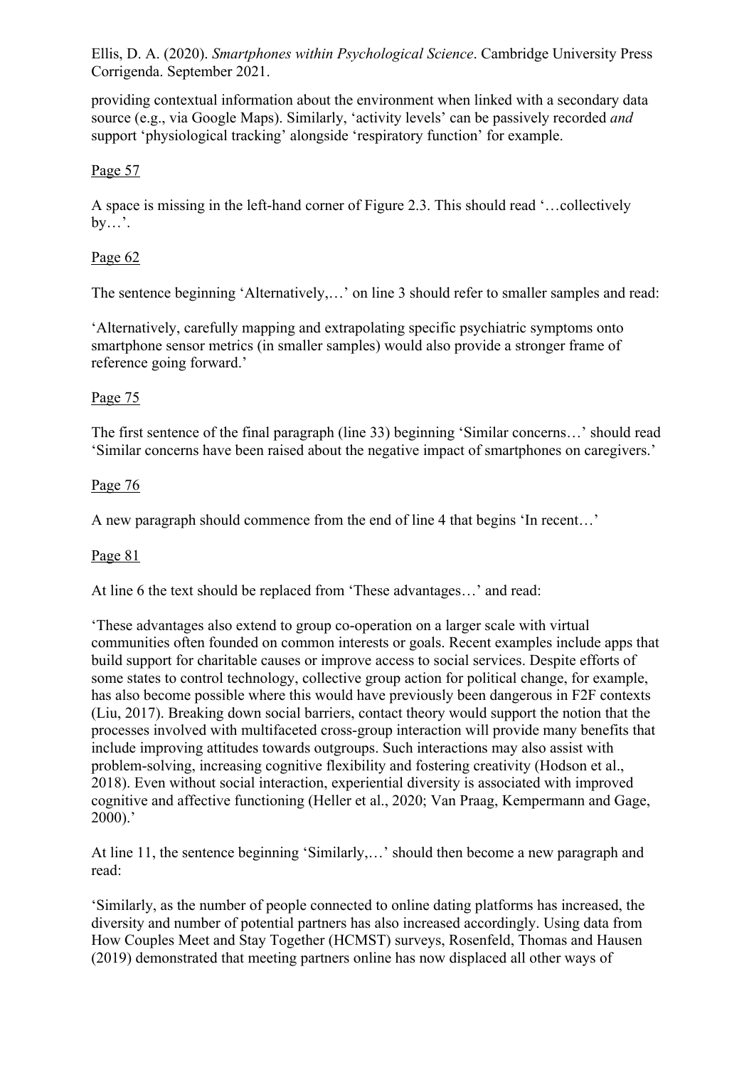providing contextual information about the environment when linked with a secondary data source (e.g., via Google Maps). Similarly, 'activity levels' can be passively recorded *and* support 'physiological tracking' alongside 'respiratory function' for example.

Page 57

A space is missing in the left-hand corner of Figure 2.3. This should read '…collectively by…'.

Page 62

The sentence beginning 'Alternatively,…' on line 3 should refer to smaller samples and read:

'Alternatively, carefully mapping and extrapolating specific psychiatric symptoms onto smartphone sensor metrics (in smaller samples) would also provide a stronger frame of reference going forward.'

Page 75

The first sentence of the final paragraph (line 33) beginning 'Similar concerns…' should read 'Similar concerns have been raised about the negative impact of smartphones on caregivers.'

Page 76

A new paragraph should commence from the end of line 4 that begins 'In recent…'

Page 81

At line 6 the text should be replaced from 'These advantages…' and read:

'These advantages also extend to group co-operation on a larger scale with virtual communities often founded on common interests or goals. Recent examples include apps that build support for charitable causes or improve access to social services. Despite efforts of some states to control technology, collective group action for political change, for example, has also become possible where this would have previously been dangerous in F2F contexts (Liu, 2017). Breaking down social barriers, contact theory would support the notion that the processes involved with multifaceted cross-group interaction will provide many benefits that include improving attitudes towards outgroups. Such interactions may also assist with problem-solving, increasing cognitive flexibility and fostering creativity (Hodson et al., 2018). Even without social interaction, experiential diversity is associated with improved cognitive and affective functioning (Heller et al., 2020; Van Praag, Kempermann and Gage, 2000).'

At line 11, the sentence beginning 'Similarly,…' should then become a new paragraph and read:

'Similarly, as the number of people connected to online dating platforms has increased, the diversity and number of potential partners has also increased accordingly. Using data from How Couples Meet and Stay Together (HCMST) surveys, Rosenfeld, Thomas and Hausen (2019) demonstrated that meeting partners online has now displaced all other ways of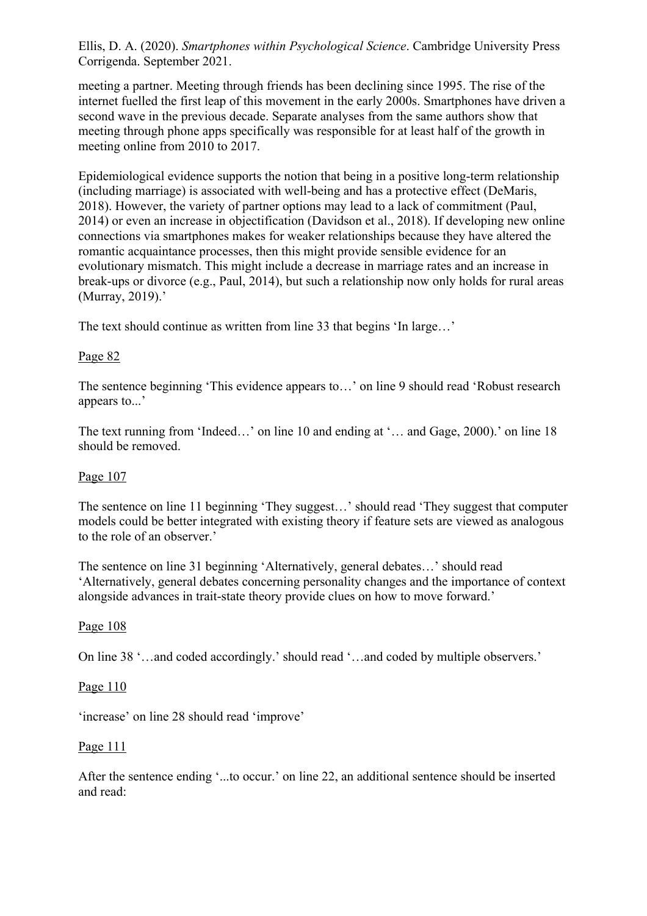meeting a partner. Meeting through friends has been declining since 1995. The rise of the internet fuelled the first leap of this movement in the early 2000s. Smartphones have driven a second wave in the previous decade. Separate analyses from the same authors show that meeting through phone apps specifically was responsible for at least half of the growth in meeting online from 2010 to 2017.

Epidemiological evidence supports the notion that being in a positive long-term relationship (including marriage) is associated with well-being and has a protective effect (DeMaris, 2018). However, the variety of partner options may lead to a lack of commitment (Paul, 2014) or even an increase in objectification (Davidson et al., 2018). If developing new online connections via smartphones makes for weaker relationships because they have altered the romantic acquaintance processes, then this might provide sensible evidence for an evolutionary mismatch. This might include a decrease in marriage rates and an increase in break-ups or divorce (e.g., Paul, 2014), but such a relationship now only holds for rural areas (Murray, 2019).'

The text should continue as written from line 33 that begins 'In large…'

Page 82

The sentence beginning 'This evidence appears to…' on line 9 should read 'Robust research appears to...'

The text running from 'Indeed…' on line 10 and ending at '… and Gage, 2000).' on line 18 should be removed.

Page 107

The sentence on line 11 beginning 'They suggest…' should read 'They suggest that computer models could be better integrated with existing theory if feature sets are viewed as analogous to the role of an observer.'

The sentence on line 31 beginning 'Alternatively, general debates…' should read 'Alternatively, general debates concerning personality changes and the importance of context alongside advances in trait-state theory provide clues on how to move forward.'

Page 108

On line 38 '…and coded accordingly.' should read '…and coded by multiple observers.'

Page 110

'increase' on line 28 should read 'improve'

Page 111

After the sentence ending '...to occur.' on line 22, an additional sentence should be inserted and read: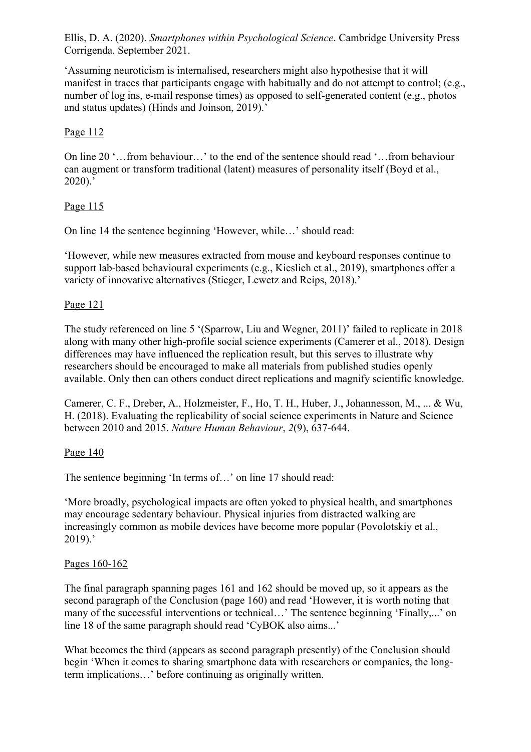Ellis, D. A. (2020). *Smartphones within Psychological Science*. Cambridge University Press Corrigenda. September 2021.

'Assuming neuroticism is internalised, researchers might also hypothesise that it will manifest in traces that participants engage with habitually and do not attempt to control; (e.g., number of log ins, e-mail response times) as opposed to self-generated content (e.g., photos and status updates) (Hinds and Joinson, 2019).'

<u>Page 112</u>

On line 20 '…from behaviour…' to the end of the sentence should read '…from behaviour can augment or transform traditional (latent) measures of personality itself (Boyd et al., 2020).'

<u>Page 115</u>

On line 14 the sentence beginning 'However, while…' should read:

'However, while new measures extracted from mouse and keyboard responses continue to support lab-based behavioural experiments (e.g., Kieslich et al., 2019), smartphones offer a variety of innovative alternatives (Stieger, Lewetz and Reips, 2018).'

<u>Page 121</u>

The study referenced on line 5 '(Sparrow, Liu and Wegner, 2011)' failed to replicate in 2018 along with many other high-profile social science experiments (Camerer et al., 2018). Design differences may have influenced the replication result, but this serves to illustrate why researchers should be encouraged to make all materials from published studies openly available. Only then can others conduct direct replications and magnify scientific knowledge.

Camerer, C. F., Dreber, A., Holzmeister, F., Ho, T. H., Huber, J., Johannesson, M., ... & Wu, H. (2018). Evaluating the replicability of social science experiments in Nature and Science between 2010 and 2015. *Nature Human Behaviour*, *2*(9), 637-644.

<u>Page 140</u>

The sentence beginning 'In terms of…' on line 17 should read:

'More broadly, psychological impacts are often yoked to physical health, and smartphones may encourage sedentary behaviour. Physical injuries from distracted walking are increasingly common as mobile devices have become more popular (Povolotskiy et al., 2019).'

<u>Pages 160-162</u>

The final paragraph spanning pages 161 and 162 should be moved up, so it appears as the second paragraph of the Conclusion (page 160) and read 'However, it is worth noting that many of the successful interventions or technical…' The sentence beginning 'Finally,...' on line 18 of the same paragraph should read 'CyBOK also aims...'

What becomes the third (appears as second paragraph presently) of the Conclusion should begin 'When it comes to sharing smartphone data with researchers or companies, the long-term implications…' before continuing as originally written.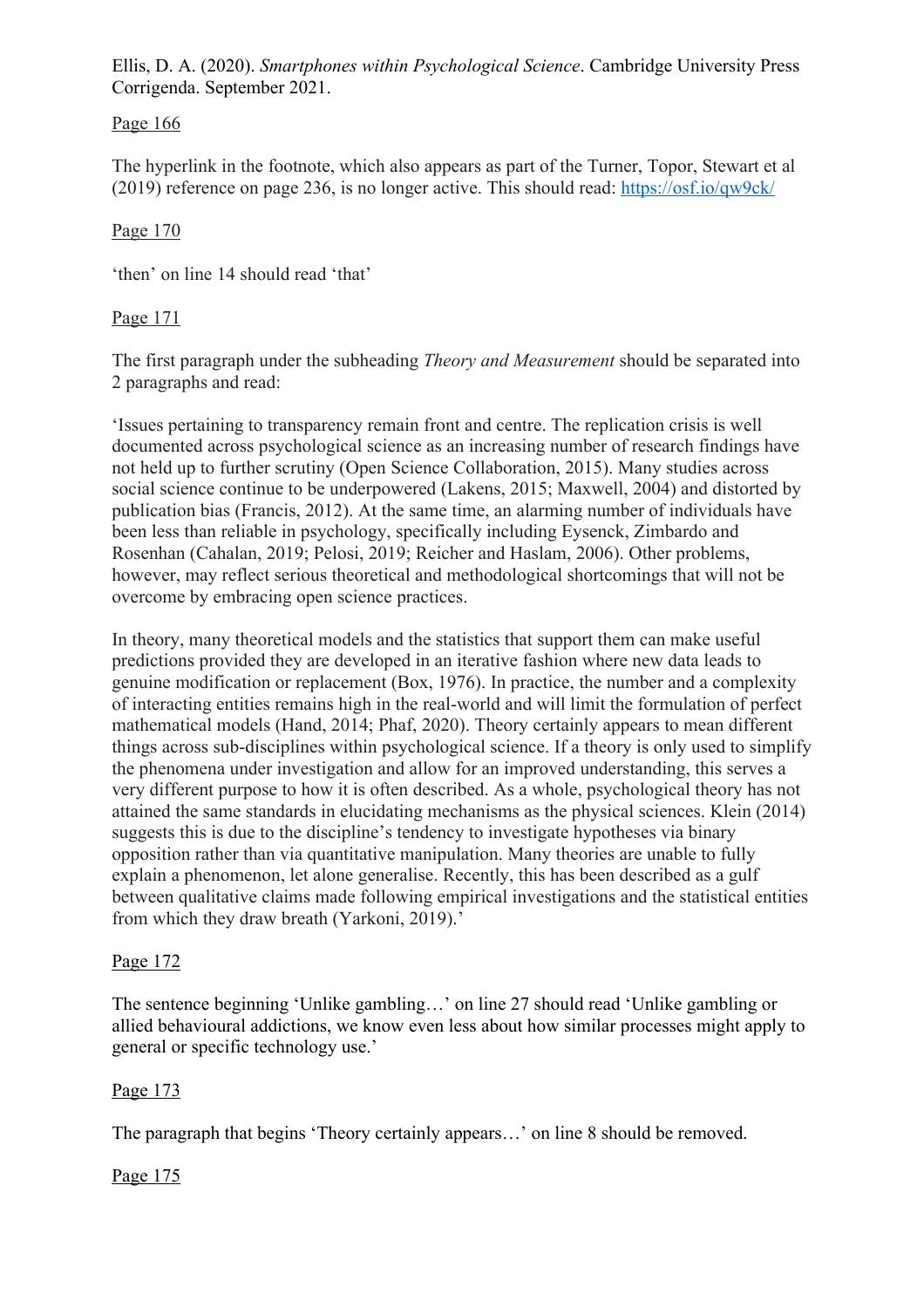Ellis, D. A. (2020). *Smartphones within Psychological Science*. Cambridge University Press Corrigenda. September 2021.

Page 166

The hyperlink in the footnote, which also appears as part of the Turner, Topor, Stewart et al (2019) reference on page 236, is no longer active. This should read: https://osf.io/qw9ck/

Page 170

'then' on line 14 should read 'that'

Page 171

The first paragraph under the subheading *Theory and Measurement* should be separated into 2 paragraphs and read:

'Issues pertaining to transparency remain front and centre. The replication crisis is well documented across psychological science as an increasing number of research findings have not held up to further scrutiny (Open Science Collaboration, 2015). Many studies across social science continue to be underpowered (Lakens, 2015; Maxwell, 2004) and distorted by publication bias (Francis, 2012). At the same time, an alarming number of individuals have been less than reliable in psychology, specifically including Eysenck, Zimbardo and Rosenhan (Cahalan, 2019; Pelosi, 2019; Reicher and Haslam, 2006). Other problems, however, may reflect serious theoretical and methodological shortcomings that will not be overcome by embracing open science practices.

In theory, many theoretical models and the statistics that support them can make useful predictions provided they are developed in an iterative fashion where new data leads to genuine modification or replacement (Box, 1976). In practice, the number and a complexity of interacting entities remains high in the real-world and will limit the formulation of perfect mathematical models (Hand, 2014; Phaf, 2020). Theory certainly appears to mean different things across sub-disciplines within psychological science. If a theory is only used to simplify the phenomena under investigation and allow for an improved understanding, this serves a very different purpose to how it is often described. As a whole, psychological theory has not attained the same standards in elucidating mechanisms as the physical sciences. Klein (2014) suggests this is due to the discipline's tendency to investigate hypotheses via binary opposition rather than via quantitative manipulation. Many theories are unable to fully explain a phenomenon, let alone generalise. Recently, this has been described as a gulf between qualitative claims made following empirical investigations and the statistical entities from which they draw breath (Yarkoni, 2019).'

Page 172

The sentence beginning 'Unlike gambling…' on line 27 should read 'Unlike gambling or allied behavioural addictions, we know even less about how similar processes might apply to general or specific technology use.'

Page 173

The paragraph that begins 'Theory certainly appears…' on line 8 should be removed.

Page 175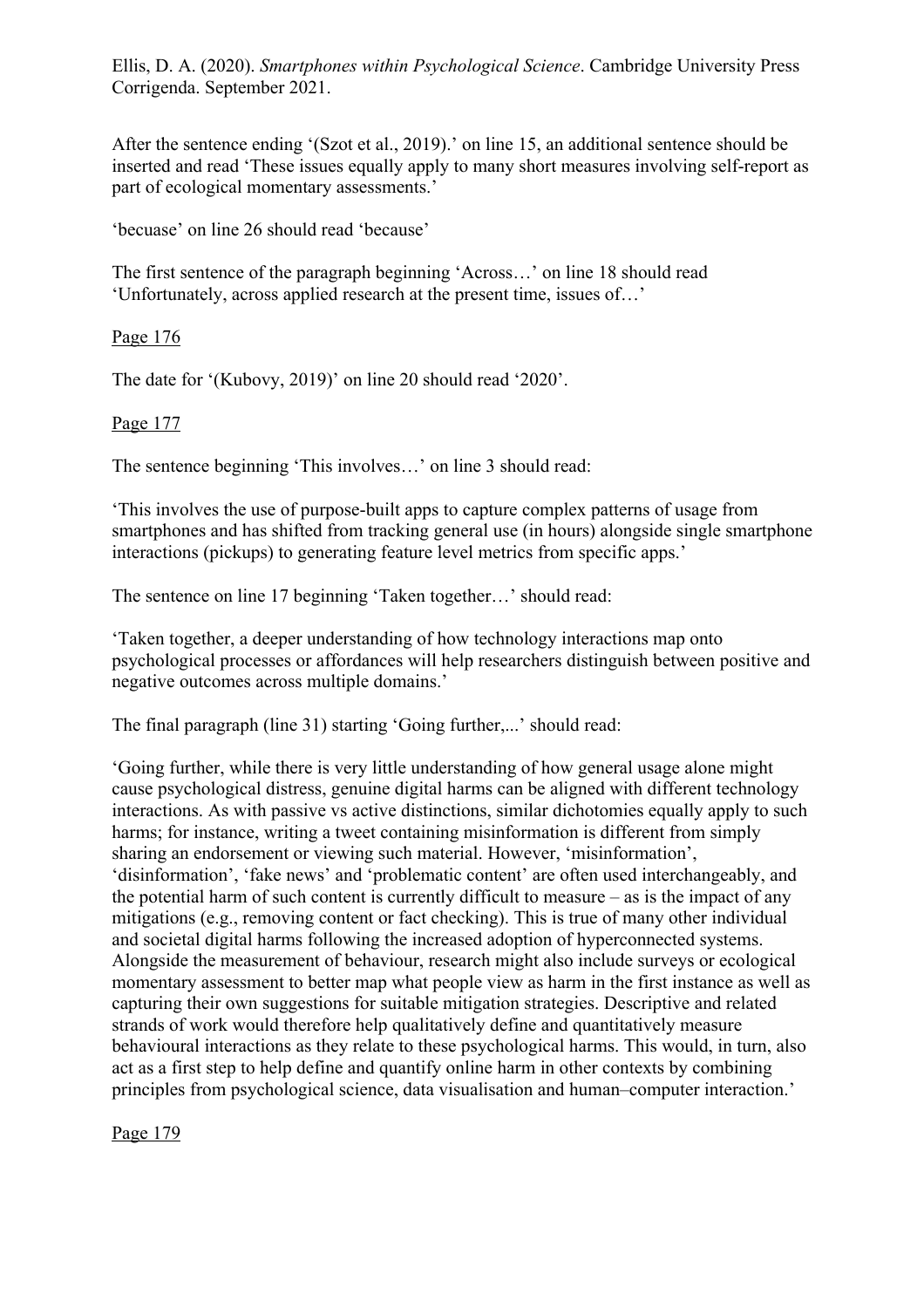Ellis, D. A. (2020). *Smartphones within Psychological Science*. Cambridge University Press Corrigenda. September 2021.

After the sentence ending '(Szot et al., 2019).' on line 15, an additional sentence should be inserted and read 'These issues equally apply to many short measures involving self-report as part of ecological momentary assessments.'

'becuase' on line 26 should read 'because'

The first sentence of the paragraph beginning 'Across…' on line 18 should read 'Unfortunately, across applied research at the present time, issues of…'

Page 176

The date for '(Kubovy, 2019)' on line 20 should read '2020'.

Page 177

The sentence beginning 'This involves…' on line 3 should read:

'This involves the use of purpose-built apps to capture complex patterns of usage from smartphones and has shifted from tracking general use (in hours) alongside single smartphone interactions (pickups) to generating feature level metrics from specific apps.'

The sentence on line 17 beginning 'Taken together…' should read:

'Taken together, a deeper understanding of how technology interactions map onto psychological processes or affordances will help researchers distinguish between positive and negative outcomes across multiple domains.'

The final paragraph (line 31) starting 'Going further,...' should read:

'Going further, while there is very little understanding of how general usage alone might cause psychological distress, genuine digital harms can be aligned with different technology interactions. As with passive vs active distinctions, similar dichotomies equally apply to such harms; for instance, writing a tweet containing misinformation is different from simply sharing an endorsement or viewing such material. However, 'misinformation', 'disinformation', 'fake news' and 'problematic content' are often used interchangeably, and the potential harm of such content is currently difficult to measure – as is the impact of any mitigations (e.g., removing content or fact checking). This is true of many other individual and societal digital harms following the increased adoption of hyperconnected systems. Alongside the measurement of behaviour, research might also include surveys or ecological momentary assessment to better map what people view as harm in the first instance as well as capturing their own suggestions for suitable mitigation strategies. Descriptive and related strands of work would therefore help qualitatively define and quantitatively measure behavioural interactions as they relate to these psychological harms. This would, in turn, also act as a first step to help define and quantify online harm in other contexts by combining principles from psychological science, data visualisation and human–computer interaction.'

Page 179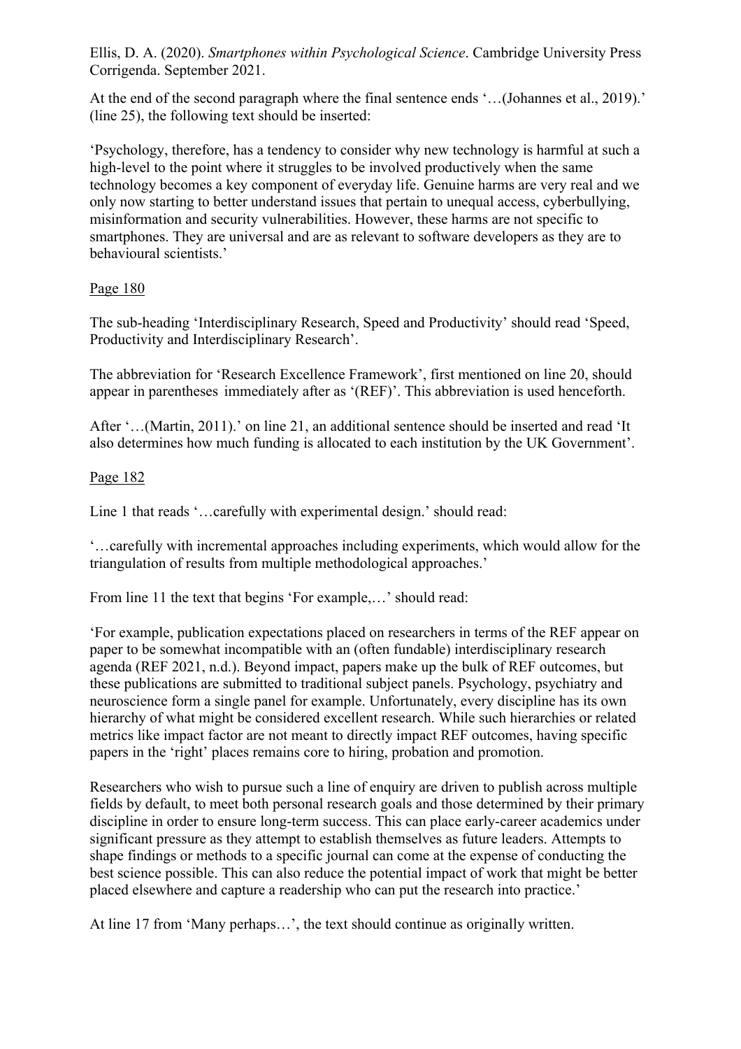Ellis, D. A. (2020). *Smartphones within Psychological Science*. Cambridge University Press Corrigenda. September 2021.

At the end of the second paragraph where the final sentence ends '…(Johannes et al., 2019).' (line 25), the following text should be inserted:

'Psychology, therefore, has a tendency to consider why new technology is harmful at such a high-level to the point where it struggles to be involved productively when the same technology becomes a key component of everyday life. Genuine harms are very real and we only now starting to better understand issues that pertain to unequal access, cyberbullying, misinformation and security vulnerabilities. However, these harms are not specific to smartphones. They are universal and are as relevant to software developers as they are to behavioural scientists.'

Page 180

The sub-heading 'Interdisciplinary Research, Speed and Productivity' should read 'Speed, Productivity and Interdisciplinary Research'.

The abbreviation for 'Research Excellence Framework', first mentioned on line 20, should appear in parentheses immediately after as '(REF)'. This abbreviation is used henceforth.

After '…(Martin, 2011).' on line 21, an additional sentence should be inserted and read 'It also determines how much funding is allocated to each institution by the UK Government'.

Page 182

Line 1 that reads '…carefully with experimental design.' should read:

'…carefully with incremental approaches including experiments, which would allow for the triangulation of results from multiple methodological approaches.'

From line 11 the text that begins 'For example,…' should read:

'For example, publication expectations placed on researchers in terms of the REF appear on paper to be somewhat incompatible with an (often fundable) interdisciplinary research agenda (REF 2021, n.d.). Beyond impact, papers make up the bulk of REF outcomes, but these publications are submitted to traditional subject panels. Psychology, psychiatry and neuroscience form a single panel for example. Unfortunately, every discipline has its own hierarchy of what might be considered excellent research. While such hierarchies or related metrics like impact factor are not meant to directly impact REF outcomes, having specific papers in the 'right' places remains core to hiring, probation and promotion.

Researchers who wish to pursue such a line of enquiry are driven to publish across multiple fields by default, to meet both personal research goals and those determined by their primary discipline in order to ensure long-term success. This can place early-career academics under significant pressure as they attempt to establish themselves as future leaders. Attempts to shape findings or methods to a specific journal can come at the expense of conducting the best science possible. This can also reduce the potential impact of work that might be better placed elsewhere and capture a readership who can put the research into practice.'

At line 17 from 'Many perhaps…', the text should continue as originally written.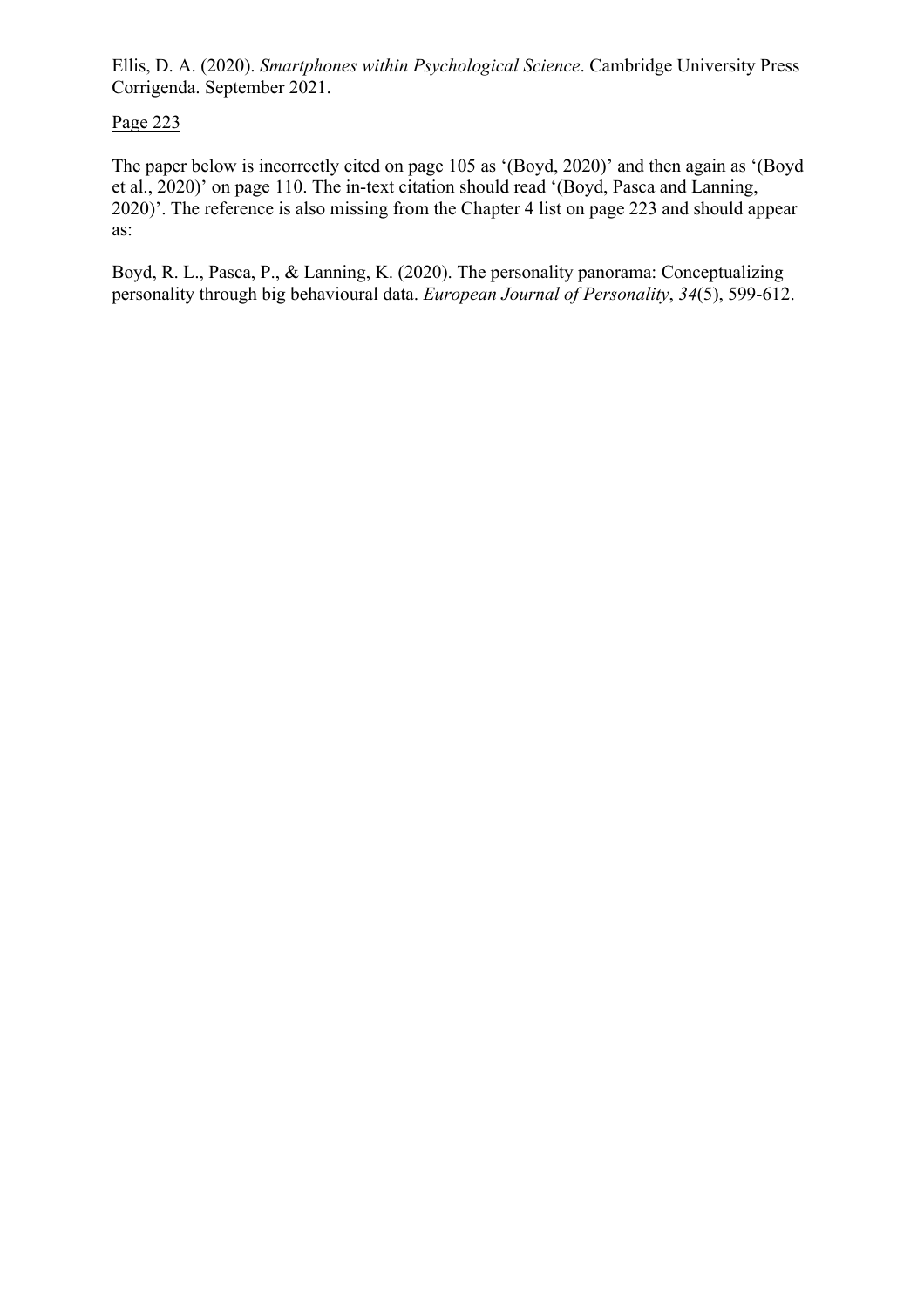Ellis, D. A. (2020). *Smartphones within Psychological Science*. Cambridge University Press Corrigenda. September 2021.

Page 223

The paper below is incorrectly cited on page 105 as '(Boyd, 2020)' and then again as '(Boyd et al., 2020)' on page 110. The in-text citation should read '(Boyd, Pasca and Lanning, 2020)'. The reference is also missing from the Chapter 4 list on page 223 and should appear as:

Boyd, R. L., Pasca, P., & Lanning, K. (2020). The personality panorama: Conceptualizing personality through big behavioural data. *European Journal of Personality*, *34*(5), 599-612.